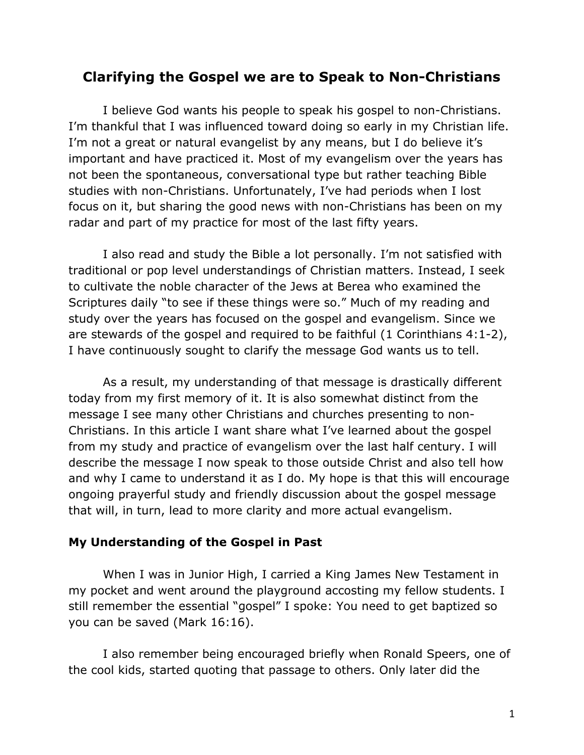# Clarifying the Gospel we are to Speak to Non-Christians

I believe God wants his people to speak his gospel to non-Christians. I'm thankful that I was influenced toward doing so early in my Christian life. I'm not a great or natural evangelist by any means, but I do believe it's important and have practiced it. Most of my evangelism over the years has not been the spontaneous, conversational type but rather teaching Bible studies with non-Christians. Unfortunately, I've had periods when I lost focus on it, but sharing the good news with non-Christians has been on my radar and part of my practice for most of the last fifty years.

I also read and study the Bible a lot personally. I'm not satisfied with traditional or pop level understandings of Christian matters. Instead, I seek to cultivate the noble character of the Jews at Berea who examined the Scriptures daily "to see if these things were so." Much of my reading and study over the years has focused on the gospel and evangelism. Since we are stewards of the gospel and required to be faithful (1 Corinthians 4:1-2), I have continuously sought to clarify the message God wants us to tell.

As a result, my understanding of that message is drastically different today from my first memory of it. It is also somewhat distinct from the message I see many other Christians and churches presenting to non-Christians. In this article I want share what I've learned about the gospel from my study and practice of evangelism over the last half century. I will describe the message I now speak to those outside Christ and also tell how and why I came to understand it as I do. My hope is that this will encourage ongoing prayerful study and friendly discussion about the gospel message that will, in turn, lead to more clarity and more actual evangelism.

### My Understanding of the Gospel in Past

When I was in Junior High, I carried a King James New Testament in my pocket and went around the playground accosting my fellow students. I still remember the essential "gospel" I spoke: You need to get baptized so you can be saved (Mark 16:16).

I also remember being encouraged briefly when Ronald Speers, one of the cool kids, started quoting that passage to others. Only later did the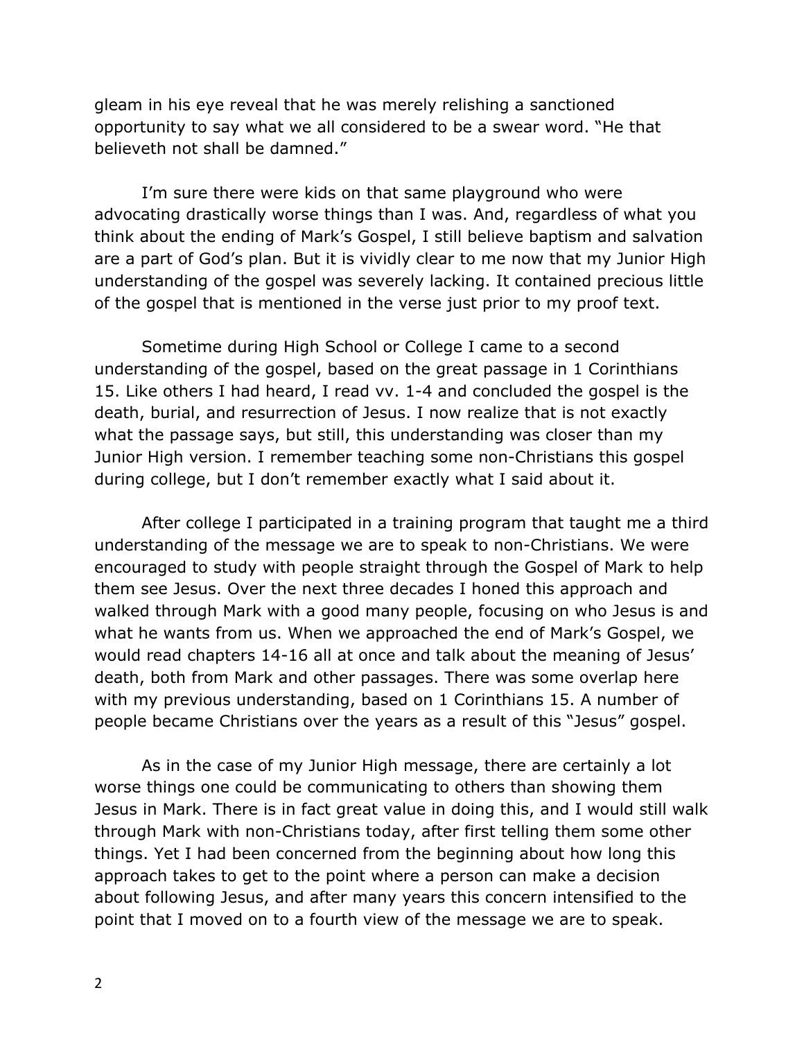gleam in his eye reveal that he was merely relishing a sanctioned opportunity to say what we all considered to be a swear word. "He that believeth not shall be damned."

I'm sure there were kids on that same playground who were advocating drastically worse things than I was. And, regardless of what you think about the ending of Mark's Gospel, I still believe baptism and salvation are a part of God's plan. But it is vividly clear to me now that my Junior High understanding of the gospel was severely lacking. It contained precious little of the gospel that is mentioned in the verse just prior to my proof text.

Sometime during High School or College I came to a second understanding of the gospel, based on the great passage in 1 Corinthians 15. Like others I had heard, I read vv. 1-4 and concluded the gospel is the death, burial, and resurrection of Jesus. I now realize that is not exactly what the passage says, but still, this understanding was closer than my Junior High version. I remember teaching some non-Christians this gospel during college, but I don't remember exactly what I said about it.

After college I participated in a training program that taught me a third understanding of the message we are to speak to non-Christians. We were encouraged to study with people straight through the Gospel of Mark to help them see Jesus. Over the next three decades I honed this approach and walked through Mark with a good many people, focusing on who Jesus is and what he wants from us. When we approached the end of Mark's Gospel, we would read chapters 14-16 all at once and talk about the meaning of Jesus' death, both from Mark and other passages. There was some overlap here with my previous understanding, based on 1 Corinthians 15. A number of people became Christians over the years as a result of this "Jesus" gospel.

As in the case of my Junior High message, there are certainly a lot worse things one could be communicating to others than showing them Jesus in Mark. There is in fact great value in doing this, and I would still walk through Mark with non-Christians today, after first telling them some other things. Yet I had been concerned from the beginning about how long this approach takes to get to the point where a person can make a decision about following Jesus, and after many years this concern intensified to the point that I moved on to a fourth view of the message we are to speak.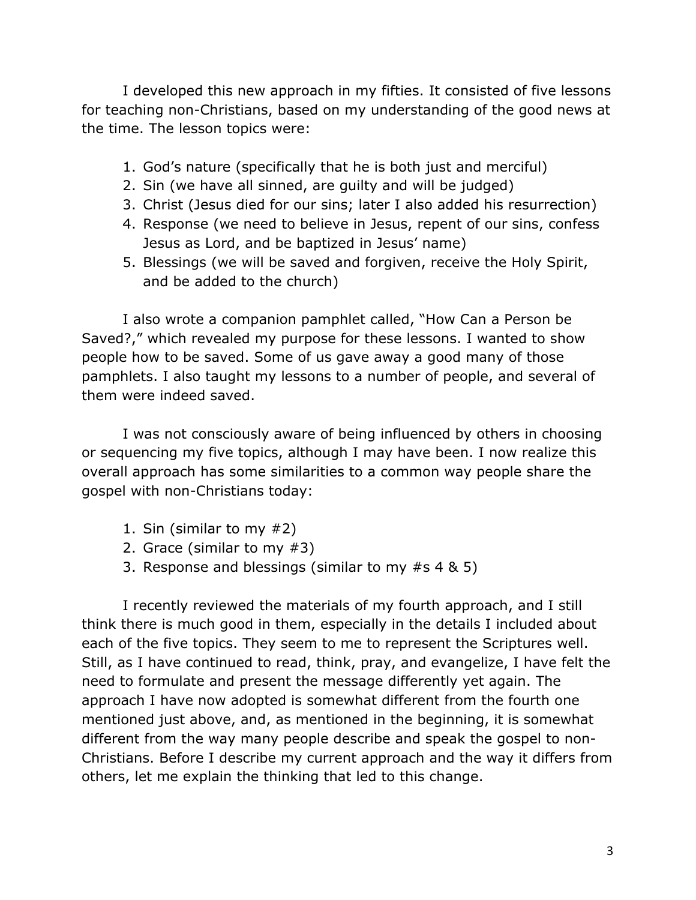I developed this new approach in my fifties. It consisted of five lessons for teaching non-Christians, based on my understanding of the good news at the time. The lesson topics were:

1. God's nature (specifically that he is both just and merciful)
2. Sin (we have all sinned, are guilty and will be judged)
3. Christ (Jesus died for our sins; later I also added his resurrection)
4. Response (we need to believe in Jesus, repent of our sins, confess Jesus as Lord, and be baptized in Jesus' name)
5. Blessings (we will be saved and forgiven, receive the Holy Spirit, and be added to the church)

I also wrote a companion pamphlet called, "How Can a Person be Saved?," which revealed my purpose for these lessons. I wanted to show people how to be saved. Some of us gave away a good many of those pamphlets. I also taught my lessons to a number of people, and several of them were indeed saved.

I was not consciously aware of being influenced by others in choosing or sequencing my five topics, although I may have been. I now realize this overall approach has some similarities to a common way people share the gospel with non-Christians today:

1. Sin (similar to my #2)
2. Grace (similar to my #3)
3. Response and blessings (similar to my #s 4 & 5)

I recently reviewed the materials of my fourth approach, and I still think there is much good in them, especially in the details I included about each of the five topics. They seem to me to represent the Scriptures well. Still, as I have continued to read, think, pray, and evangelize, I have felt the need to formulate and present the message differently yet again. The approach I have now adopted is somewhat different from the fourth one mentioned just above, and, as mentioned in the beginning, it is somewhat different from the way many people describe and speak the gospel to non-Christians. Before I describe my current approach and the way it differs from others, let me explain the thinking that led to this change.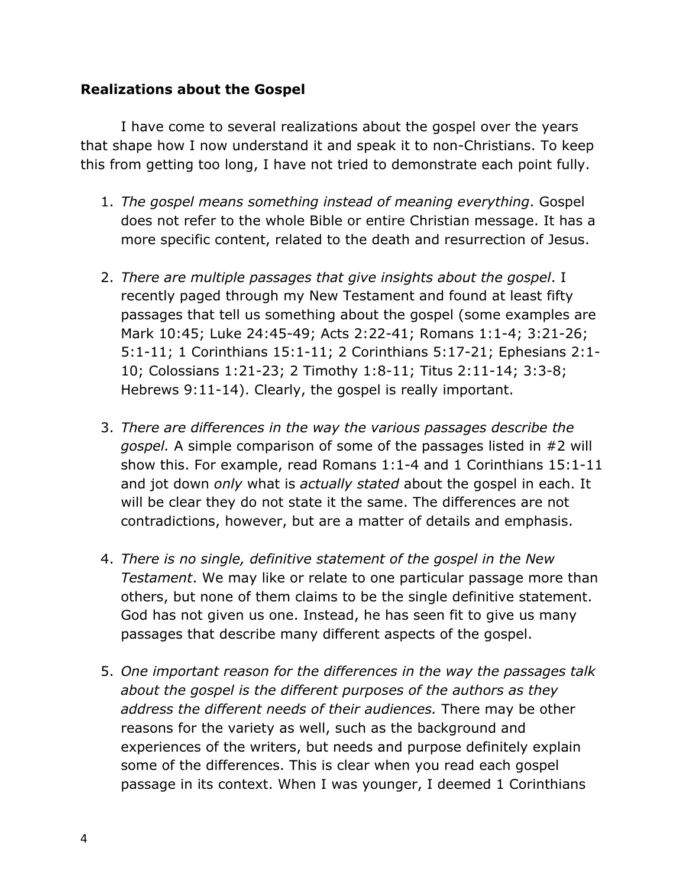**Realizations about the Gospel**

I have come to several realizations about the gospel over the years that shape how I now understand it and speak it to non-Christians. To keep this from getting too long, I have not tried to demonstrate each point fully.

1. *The gospel means something instead of meaning everything*. Gospel does not refer to the whole Bible or entire Christian message. It has a more specific content, related to the death and resurrection of Jesus.

2. *There are multiple passages that give insights about the gospel*. I recently paged through my New Testament and found at least fifty passages that tell us something about the gospel (some examples are Mark 10:45; Luke 24:45-49; Acts 2:22-41; Romans 1:1-4; 3:21-26; 5:1-11; 1 Corinthians 15:1-11; 2 Corinthians 5:17-21; Ephesians 2:1-10; Colossians 1:21-23; 2 Timothy 1:8-11; Titus 2:11-14; 3:3-8; Hebrews 9:11-14). Clearly, the gospel is really important.

3. *There are differences in the way the various passages describe the gospel.* A simple comparison of some of the passages listed in #2 will show this. For example, read Romans 1:1-4 and 1 Corinthians 15:1-11 and jot down *only* what is *actually stated* about the gospel in each. It will be clear they do not state it the same. The differences are not contradictions, however, but are a matter of details and emphasis.

4. *There is no single, definitive statement of the gospel in the New Testament*. We may like or relate to one particular passage more than others, but none of them claims to be the single definitive statement. God has not given us one. Instead, he has seen fit to give us many passages that describe many different aspects of the gospel.

5. *One important reason for the differences in the way the passages talk about the gospel is the different purposes of the authors as they address the different needs of their audiences.* There may be other reasons for the variety as well, such as the background and experiences of the writers, but needs and purpose definitely explain some of the differences. This is clear when you read each gospel passage in its context. When I was younger, I deemed 1 Corinthians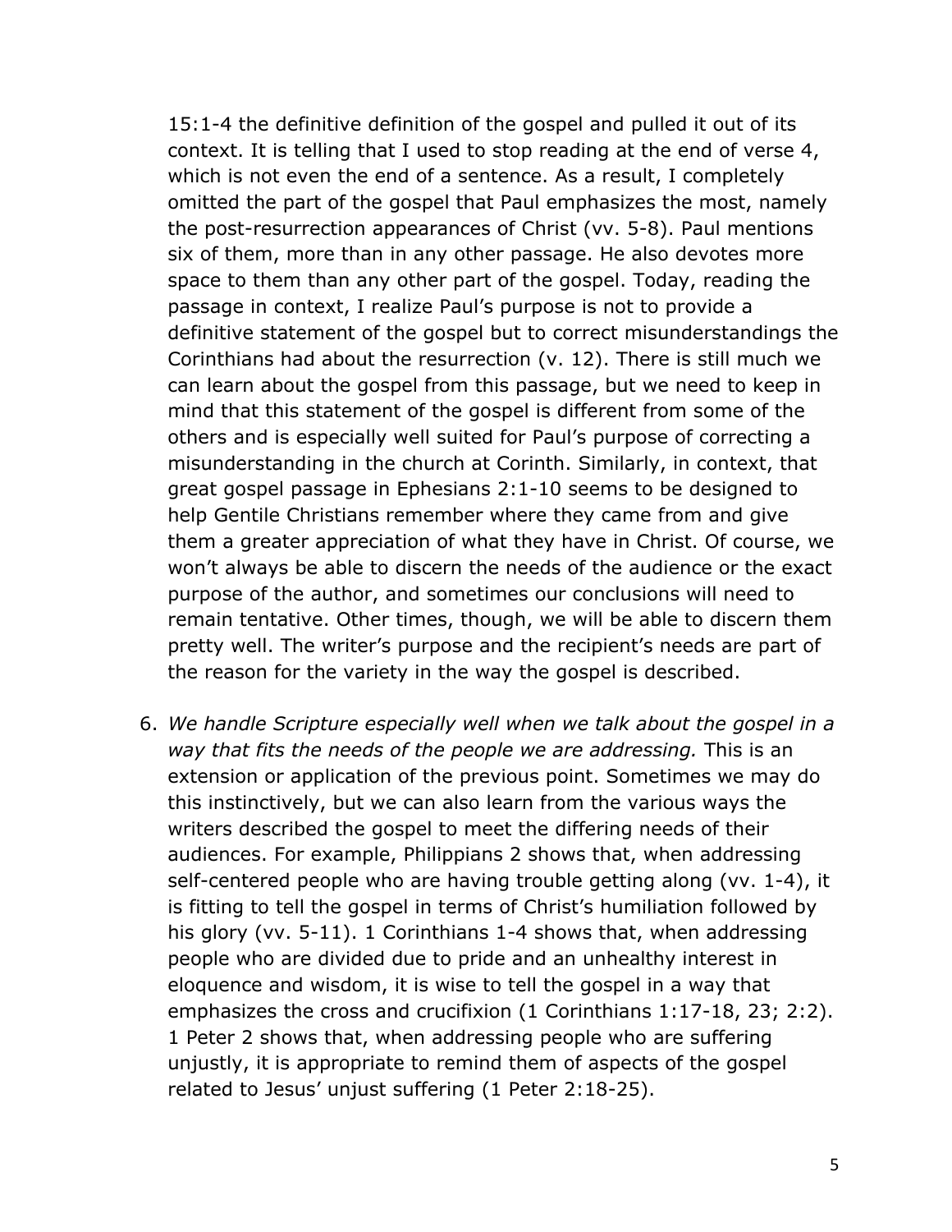15:1-4 the definitive definition of the gospel and pulled it out of its context. It is telling that I used to stop reading at the end of verse 4, which is not even the end of a sentence. As a result, I completely omitted the part of the gospel that Paul emphasizes the most, namely the post-resurrection appearances of Christ (vv. 5-8). Paul mentions six of them, more than in any other passage. He also devotes more space to them than any other part of the gospel. Today, reading the passage in context, I realize Paul's purpose is not to provide a definitive statement of the gospel but to correct misunderstandings the Corinthians had about the resurrection (v. 12). There is still much we can learn about the gospel from this passage, but we need to keep in mind that this statement of the gospel is different from some of the others and is especially well suited for Paul's purpose of correcting a misunderstanding in the church at Corinth. Similarly, in context, that great gospel passage in Ephesians 2:1-10 seems to be designed to help Gentile Christians remember where they came from and give them a greater appreciation of what they have in Christ. Of course, we won't always be able to discern the needs of the audience or the exact purpose of the author, and sometimes our conclusions will need to remain tentative. Other times, though, we will be able to discern them pretty well. The writer's purpose and the recipient's needs are part of the reason for the variety in the way the gospel is described.

6. *We handle Scripture especially well when we talk about the gospel in a way that fits the needs of the people we are addressing.* This is an extension or application of the previous point. Sometimes we may do this instinctively, but we can also learn from the various ways the writers described the gospel to meet the differing needs of their audiences. For example, Philippians 2 shows that, when addressing self-centered people who are having trouble getting along (vv. 1-4), it is fitting to tell the gospel in terms of Christ's humiliation followed by his glory (vv. 5-11). 1 Corinthians 1-4 shows that, when addressing people who are divided due to pride and an unhealthy interest in eloquence and wisdom, it is wise to tell the gospel in a way that emphasizes the cross and crucifixion (1 Corinthians 1:17-18, 23; 2:2). 1 Peter 2 shows that, when addressing people who are suffering unjustly, it is appropriate to remind them of aspects of the gospel related to Jesus' unjust suffering (1 Peter 2:18-25).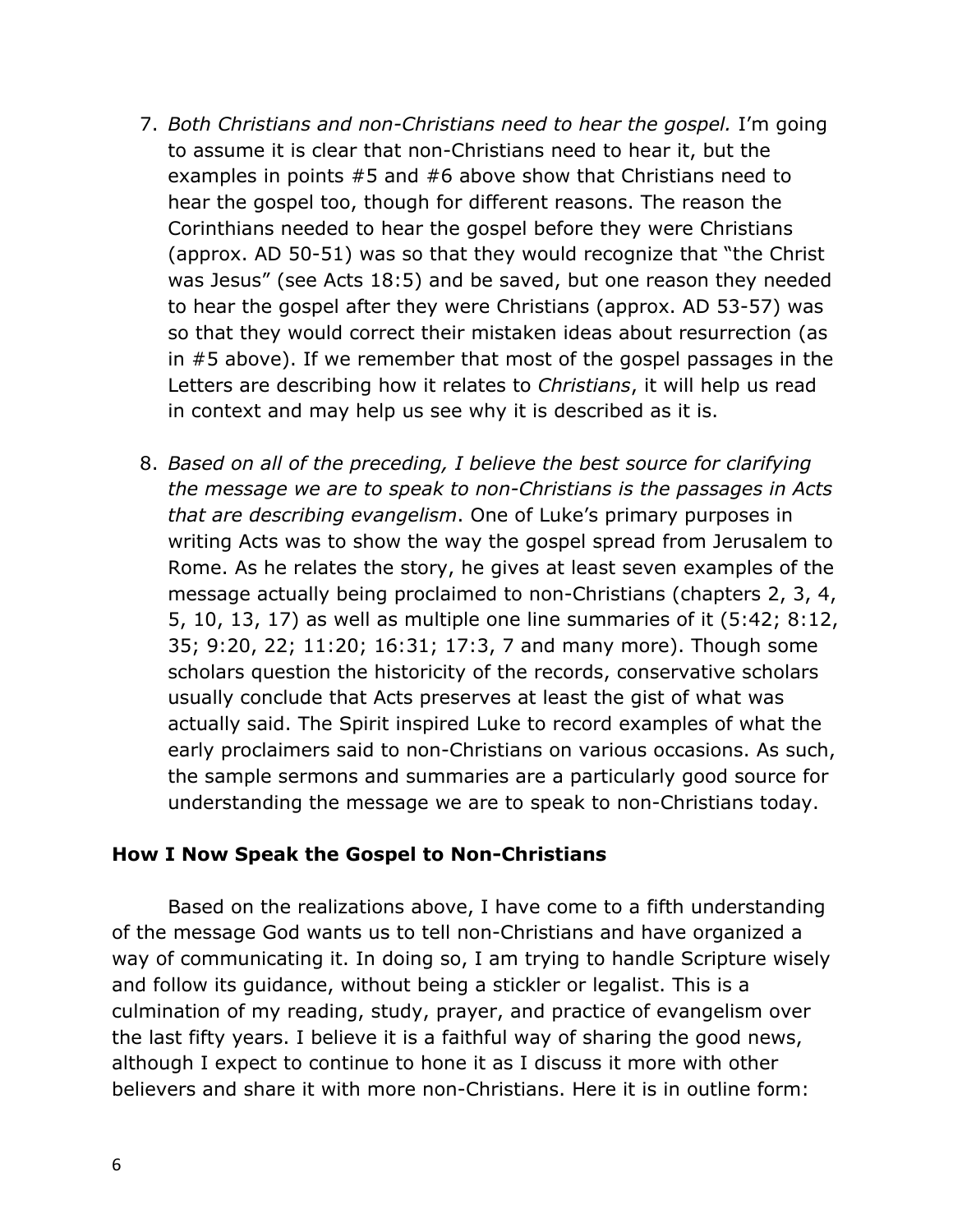7. *Both Christians and non-Christians need to hear the gospel.* I'm going to assume it is clear that non-Christians need to hear it, but the examples in points #5 and #6 above show that Christians need to hear the gospel too, though for different reasons. The reason the Corinthians needed to hear the gospel before they were Christians (approx. AD 50-51) was so that they would recognize that "the Christ was Jesus" (see Acts 18:5) and be saved, but one reason they needed to hear the gospel after they were Christians (approx. AD 53-57) was so that they would correct their mistaken ideas about resurrection (as in #5 above). If we remember that most of the gospel passages in the Letters are describing how it relates to *Christians*, it will help us read in context and may help us see why it is described as it is.

8. *Based on all of the preceding, I believe the best source for clarifying the message we are to speak to non-Christians is the passages in Acts that are describing evangelism*. One of Luke's primary purposes in writing Acts was to show the way the gospel spread from Jerusalem to Rome. As he relates the story, he gives at least seven examples of the message actually being proclaimed to non-Christians (chapters 2, 3, 4, 5, 10, 13, 17) as well as multiple one line summaries of it (5:42; 8:12, 35; 9:20, 22; 11:20; 16:31; 17:3, 7 and many more). Though some scholars question the historicity of the records, conservative scholars usually conclude that Acts preserves at least the gist of what was actually said. The Spirit inspired Luke to record examples of what the early proclaimers said to non-Christians on various occasions. As such, the sample sermons and summaries are a particularly good source for understanding the message we are to speak to non-Christians today.

**How I Now Speak the Gospel to Non-Christians**

Based on the realizations above, I have come to a fifth understanding of the message God wants us to tell non-Christians and have organized a way of communicating it. In doing so, I am trying to handle Scripture wisely and follow its guidance, without being a stickler or legalist. This is a culmination of my reading, study, prayer, and practice of evangelism over the last fifty years. I believe it is a faithful way of sharing the good news, although I expect to continue to hone it as I discuss it more with other believers and share it with more non-Christians. Here it is in outline form: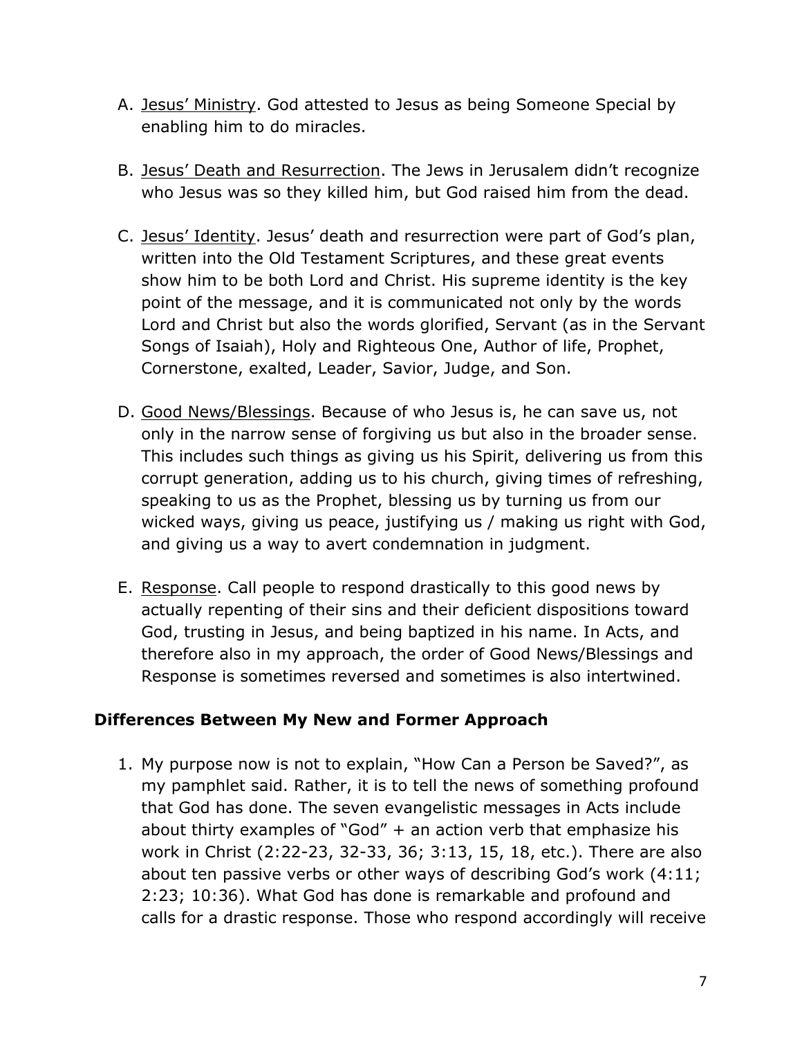A. <u>Jesus' Ministry</u>. God attested to Jesus as being Someone Special by enabling him to do miracles.

B. <u>Jesus' Death and Resurrection</u>. The Jews in Jerusalem didn't recognize who Jesus was so they killed him, but God raised him from the dead.

C. <u>Jesus' Identity</u>. Jesus' death and resurrection were part of God's plan, written into the Old Testament Scriptures, and these great events show him to be both Lord and Christ. His supreme identity is the key point of the message, and it is communicated not only by the words Lord and Christ but also the words glorified, Servant (as in the Servant Songs of Isaiah), Holy and Righteous One, Author of life, Prophet, Cornerstone, exalted, Leader, Savior, Judge, and Son.

D. <u>Good News/Blessings</u>. Because of who Jesus is, he can save us, not only in the narrow sense of forgiving us but also in the broader sense. This includes such things as giving us his Spirit, delivering us from this corrupt generation, adding us to his church, giving times of refreshing, speaking to us as the Prophet, blessing us by turning us from our wicked ways, giving us peace, justifying us / making us right with God, and giving us a way to avert condemnation in judgment.

E. <u>Response</u>. Call people to respond drastically to this good news by actually repenting of their sins and their deficient dispositions toward God, trusting in Jesus, and being baptized in his name. In Acts, and therefore also in my approach, the order of Good News/Blessings and Response is sometimes reversed and sometimes is also intertwined.

### Differences Between My New and Former Approach

1. My purpose now is not to explain, "How Can a Person be Saved?", as my pamphlet said. Rather, it is to tell the news of something profound that God has done. The seven evangelistic messages in Acts include about thirty examples of "God" + an action verb that emphasize his work in Christ (2:22-23, 32-33, 36; 3:13, 15, 18, etc.). There are also about ten passive verbs or other ways of describing God's work (4:11; 2:23; 10:36). What God has done is remarkable and profound and calls for a drastic response. Those who respond accordingly will receive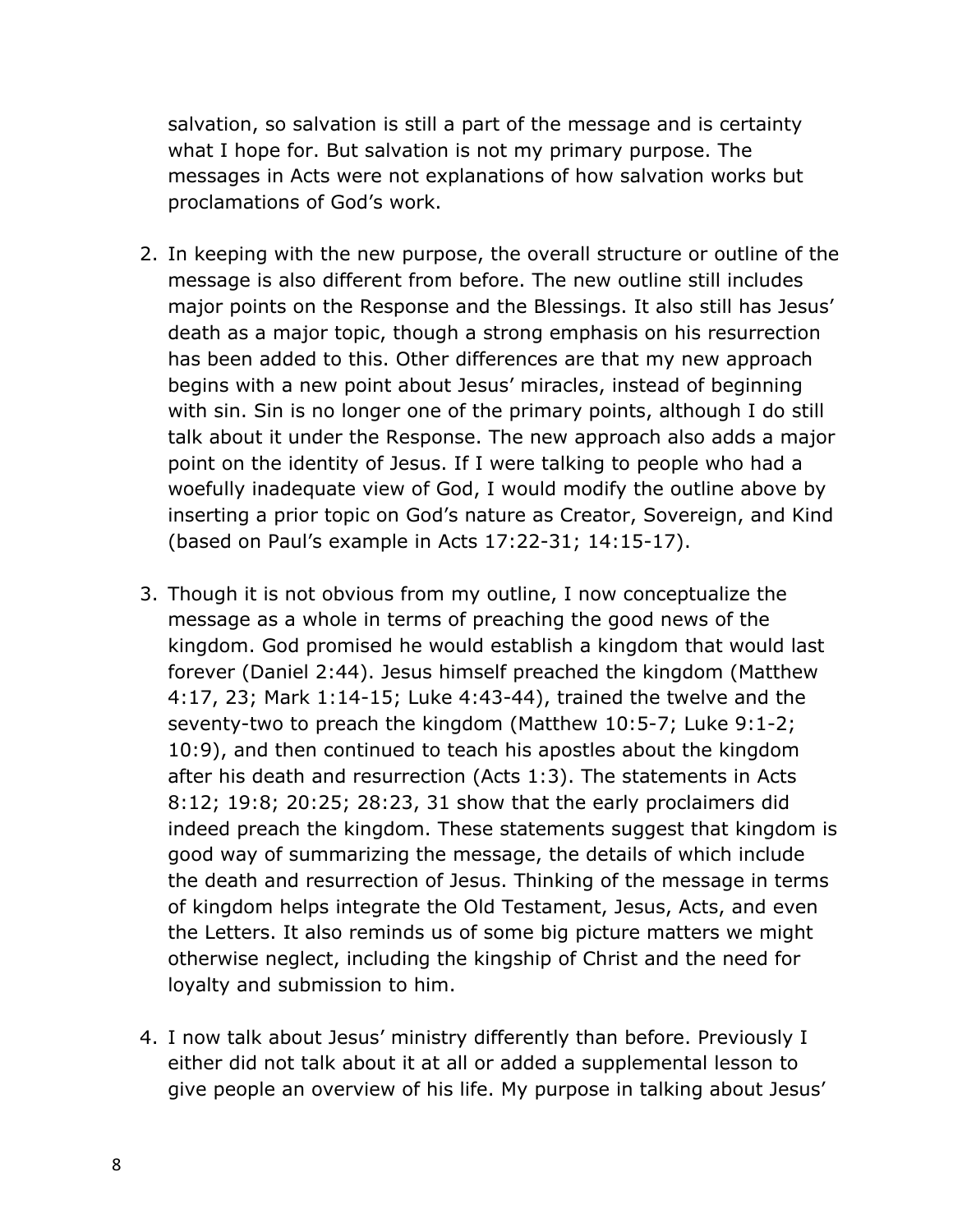salvation, so salvation is still a part of the message and is certainty what I hope for. But salvation is not my primary purpose. The messages in Acts were not explanations of how salvation works but proclamations of God's work.

2. In keeping with the new purpose, the overall structure or outline of the message is also different from before. The new outline still includes major points on the Response and the Blessings. It also still has Jesus' death as a major topic, though a strong emphasis on his resurrection has been added to this. Other differences are that my new approach begins with a new point about Jesus' miracles, instead of beginning with sin. Sin is no longer one of the primary points, although I do still talk about it under the Response. The new approach also adds a major point on the identity of Jesus. If I were talking to people who had a woefully inadequate view of God, I would modify the outline above by inserting a prior topic on God's nature as Creator, Sovereign, and Kind (based on Paul's example in Acts 17:22-31; 14:15-17).

3. Though it is not obvious from my outline, I now conceptualize the message as a whole in terms of preaching the good news of the kingdom. God promised he would establish a kingdom that would last forever (Daniel 2:44). Jesus himself preached the kingdom (Matthew 4:17, 23; Mark 1:14-15; Luke 4:43-44), trained the twelve and the seventy-two to preach the kingdom (Matthew 10:5-7; Luke 9:1-2; 10:9), and then continued to teach his apostles about the kingdom after his death and resurrection (Acts 1:3). The statements in Acts 8:12; 19:8; 20:25; 28:23, 31 show that the early proclaimers did indeed preach the kingdom. These statements suggest that kingdom is good way of summarizing the message, the details of which include the death and resurrection of Jesus. Thinking of the message in terms of kingdom helps integrate the Old Testament, Jesus, Acts, and even the Letters. It also reminds us of some big picture matters we might otherwise neglect, including the kingship of Christ and the need for loyalty and submission to him.

4. I now talk about Jesus' ministry differently than before. Previously I either did not talk about it at all or added a supplemental lesson to give people an overview of his life. My purpose in talking about Jesus'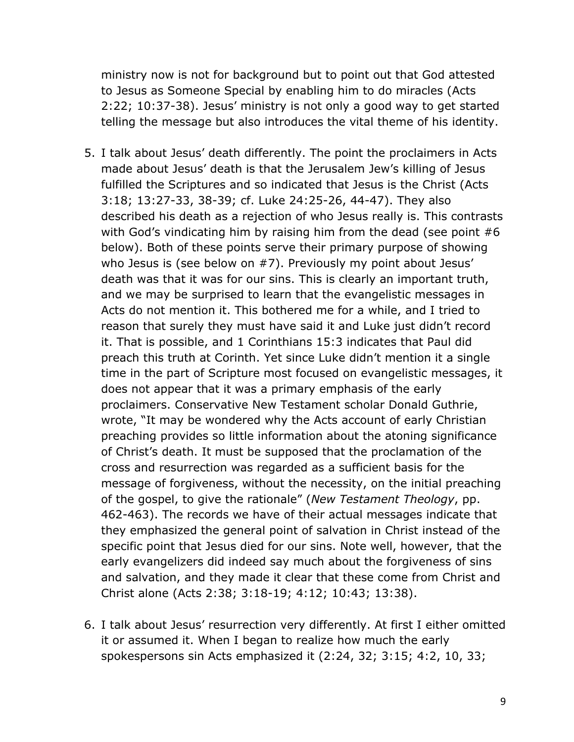ministry now is not for background but to point out that God attested to Jesus as Someone Special by enabling him to do miracles (Acts 2:22; 10:37-38). Jesus' ministry is not only a good way to get started telling the message but also introduces the vital theme of his identity.

5. I talk about Jesus' death differently. The point the proclaimers in Acts made about Jesus' death is that the Jerusalem Jew's killing of Jesus fulfilled the Scriptures and so indicated that Jesus is the Christ (Acts 3:18; 13:27-33, 38-39; cf. Luke 24:25-26, 44-47). They also described his death as a rejection of who Jesus really is. This contrasts with God's vindicating him by raising him from the dead (see point #6 below). Both of these points serve their primary purpose of showing who Jesus is (see below on #7). Previously my point about Jesus' death was that it was for our sins. This is clearly an important truth, and we may be surprised to learn that the evangelistic messages in Acts do not mention it. This bothered me for a while, and I tried to reason that surely they must have said it and Luke just didn't record it. That is possible, and 1 Corinthians 15:3 indicates that Paul did preach this truth at Corinth. Yet since Luke didn't mention it a single time in the part of Scripture most focused on evangelistic messages, it does not appear that it was a primary emphasis of the early proclaimers. Conservative New Testament scholar Donald Guthrie, wrote, "It may be wondered why the Acts account of early Christian preaching provides so little information about the atoning significance of Christ's death. It must be supposed that the proclamation of the cross and resurrection was regarded as a sufficient basis for the message of forgiveness, without the necessity, on the initial preaching of the gospel, to give the rationale" (*New Testament Theology*, pp. 462-463). The records we have of their actual messages indicate that they emphasized the general point of salvation in Christ instead of the specific point that Jesus died for our sins. Note well, however, that the early evangelizers did indeed say much about the forgiveness of sins and salvation, and they made it clear that these come from Christ and Christ alone (Acts 2:38; 3:18-19; 4:12; 10:43; 13:38).

6. I talk about Jesus' resurrection very differently. At first I either omitted it or assumed it. When I began to realize how much the early spokespersons sin Acts emphasized it (2:24, 32; 3:15; 4:2, 10, 33;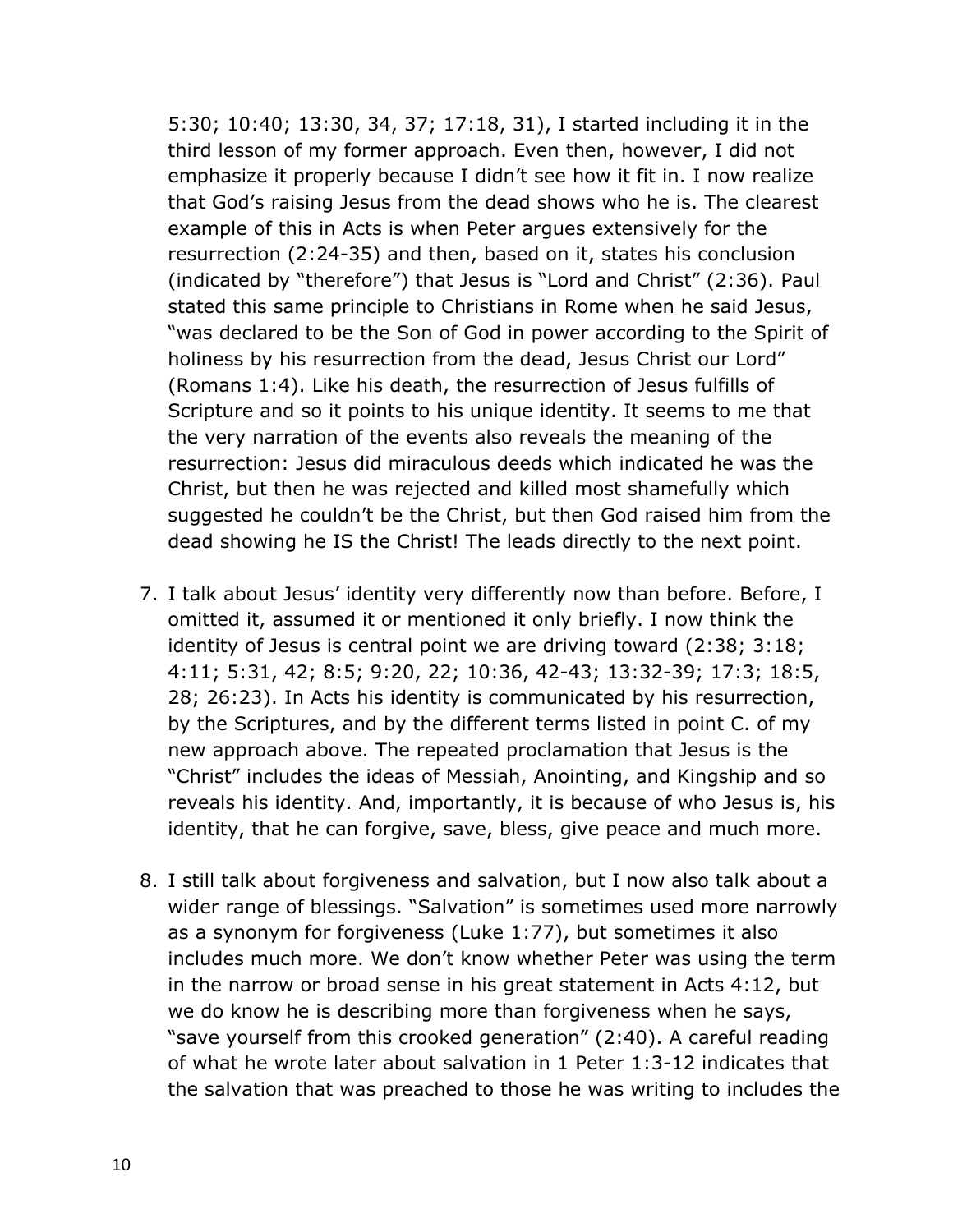5:30; 10:40; 13:30, 34, 37; 17:18, 31), I started including it in the third lesson of my former approach. Even then, however, I did not emphasize it properly because I didn't see how it fit in. I now realize that God's raising Jesus from the dead shows who he is. The clearest example of this in Acts is when Peter argues extensively for the resurrection (2:24-35) and then, based on it, states his conclusion (indicated by "therefore") that Jesus is "Lord and Christ" (2:36). Paul stated this same principle to Christians in Rome when he said Jesus, "was declared to be the Son of God in power according to the Spirit of holiness by his resurrection from the dead, Jesus Christ our Lord" (Romans 1:4). Like his death, the resurrection of Jesus fulfills of Scripture and so it points to his unique identity. It seems to me that the very narration of the events also reveals the meaning of the resurrection: Jesus did miraculous deeds which indicated he was the Christ, but then he was rejected and killed most shamefully which suggested he couldn't be the Christ, but then God raised him from the dead showing he IS the Christ! The leads directly to the next point.

7. I talk about Jesus' identity very differently now than before. Before, I omitted it, assumed it or mentioned it only briefly. I now think the identity of Jesus is central point we are driving toward (2:38; 3:18; 4:11; 5:31, 42; 8:5; 9:20, 22; 10:36, 42-43; 13:32-39; 17:3; 18:5, 28; 26:23). In Acts his identity is communicated by his resurrection, by the Scriptures, and by the different terms listed in point C. of my new approach above. The repeated proclamation that Jesus is the "Christ" includes the ideas of Messiah, Anointing, and Kingship and so reveals his identity. And, importantly, it is because of who Jesus is, his identity, that he can forgive, save, bless, give peace and much more.

8. I still talk about forgiveness and salvation, but I now also talk about a wider range of blessings. "Salvation" is sometimes used more narrowly as a synonym for forgiveness (Luke 1:77), but sometimes it also includes much more. We don't know whether Peter was using the term in the narrow or broad sense in his great statement in Acts 4:12, but we do know he is describing more than forgiveness when he says, "save yourself from this crooked generation" (2:40). A careful reading of what he wrote later about salvation in 1 Peter 1:3-12 indicates that the salvation that was preached to those he was writing to includes the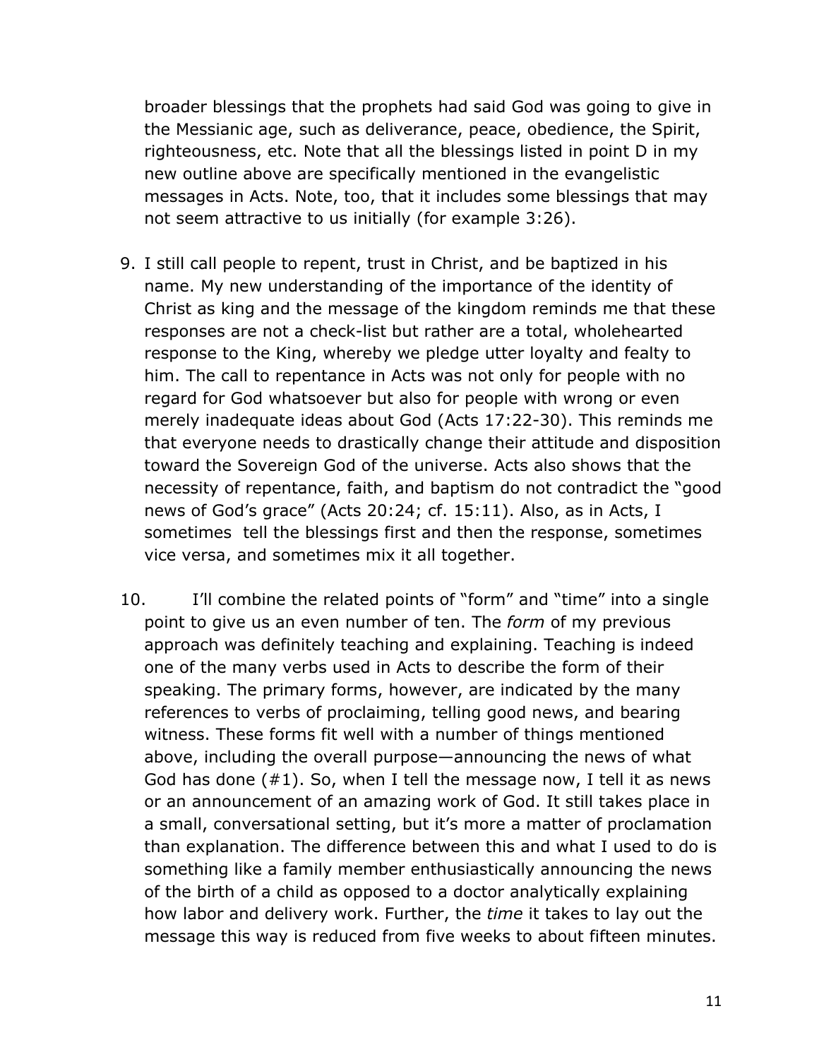broader blessings that the prophets had said God was going to give in the Messianic age, such as deliverance, peace, obedience, the Spirit, righteousness, etc. Note that all the blessings listed in point D in my new outline above are specifically mentioned in the evangelistic messages in Acts. Note, too, that it includes some blessings that may not seem attractive to us initially (for example 3:26).

9. I still call people to repent, trust in Christ, and be baptized in his name. My new understanding of the importance of the identity of Christ as king and the message of the kingdom reminds me that these responses are not a check-list but rather are a total, wholehearted response to the King, whereby we pledge utter loyalty and fealty to him. The call to repentance in Acts was not only for people with no regard for God whatsoever but also for people with wrong or even merely inadequate ideas about God (Acts 17:22-30). This reminds me that everyone needs to drastically change their attitude and disposition toward the Sovereign God of the universe. Acts also shows that the necessity of repentance, faith, and baptism do not contradict the "good news of God's grace" (Acts 20:24; cf. 15:11). Also, as in Acts, I sometimes tell the blessings first and then the response, sometimes vice versa, and sometimes mix it all together.

10. I'll combine the related points of "form" and "time" into a single point to give us an even number of ten. The *form* of my previous approach was definitely teaching and explaining. Teaching is indeed one of the many verbs used in Acts to describe the form of their speaking. The primary forms, however, are indicated by the many references to verbs of proclaiming, telling good news, and bearing witness. These forms fit well with a number of things mentioned above, including the overall purpose—announcing the news of what God has done (#1). So, when I tell the message now, I tell it as news or an announcement of an amazing work of God. It still takes place in a small, conversational setting, but it's more a matter of proclamation than explanation. The difference between this and what I used to do is something like a family member enthusiastically announcing the news of the birth of a child as opposed to a doctor analytically explaining how labor and delivery work. Further, the *time* it takes to lay out the message this way is reduced from five weeks to about fifteen minutes.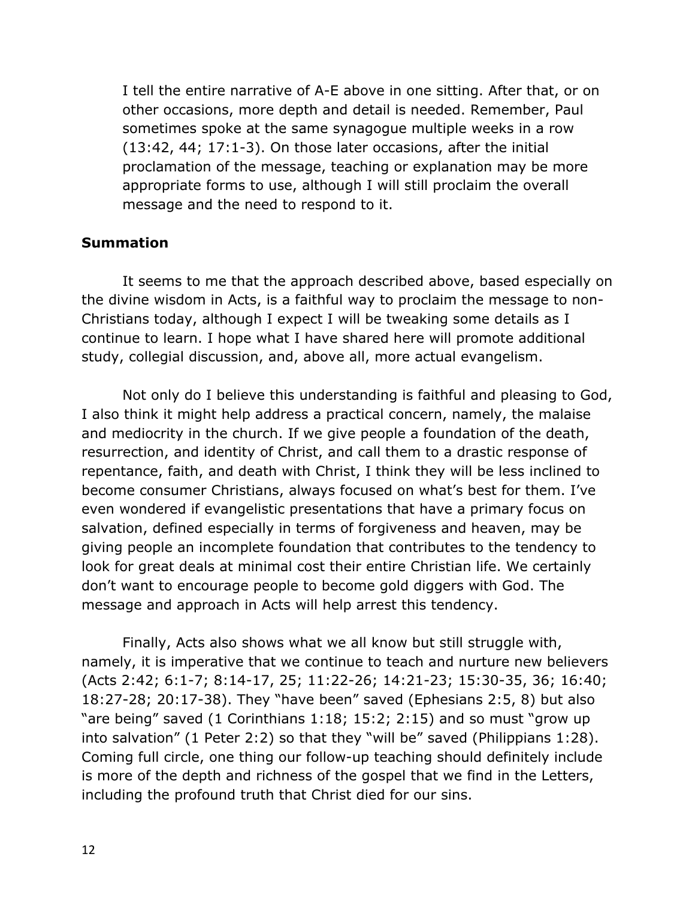I tell the entire narrative of A-E above in one sitting. After that, or on other occasions, more depth and detail is needed. Remember, Paul sometimes spoke at the same synagogue multiple weeks in a row (13:42, 44; 17:1-3). On those later occasions, after the initial proclamation of the message, teaching or explanation may be more appropriate forms to use, although I will still proclaim the overall message and the need to respond to it.

**Summation**

It seems to me that the approach described above, based especially on the divine wisdom in Acts, is a faithful way to proclaim the message to non-Christians today, although I expect I will be tweaking some details as I continue to learn. I hope what I have shared here will promote additional study, collegial discussion, and, above all, more actual evangelism.

Not only do I believe this understanding is faithful and pleasing to God, I also think it might help address a practical concern, namely, the malaise and mediocrity in the church. If we give people a foundation of the death, resurrection, and identity of Christ, and call them to a drastic response of repentance, faith, and death with Christ, I think they will be less inclined to become consumer Christians, always focused on what's best for them. I've even wondered if evangelistic presentations that have a primary focus on salvation, defined especially in terms of forgiveness and heaven, may be giving people an incomplete foundation that contributes to the tendency to look for great deals at minimal cost their entire Christian life. We certainly don't want to encourage people to become gold diggers with God. The message and approach in Acts will help arrest this tendency.

Finally, Acts also shows what we all know but still struggle with, namely, it is imperative that we continue to teach and nurture new believers (Acts 2:42; 6:1-7; 8:14-17, 25; 11:22-26; 14:21-23; 15:30-35, 36; 16:40; 18:27-28; 20:17-38). They "have been" saved (Ephesians 2:5, 8) but also "are being" saved (1 Corinthians 1:18; 15:2; 2:15) and so must "grow up into salvation" (1 Peter 2:2) so that they "will be" saved (Philippians 1:28). Coming full circle, one thing our follow-up teaching should definitely include is more of the depth and richness of the gospel that we find in the Letters, including the profound truth that Christ died for our sins.